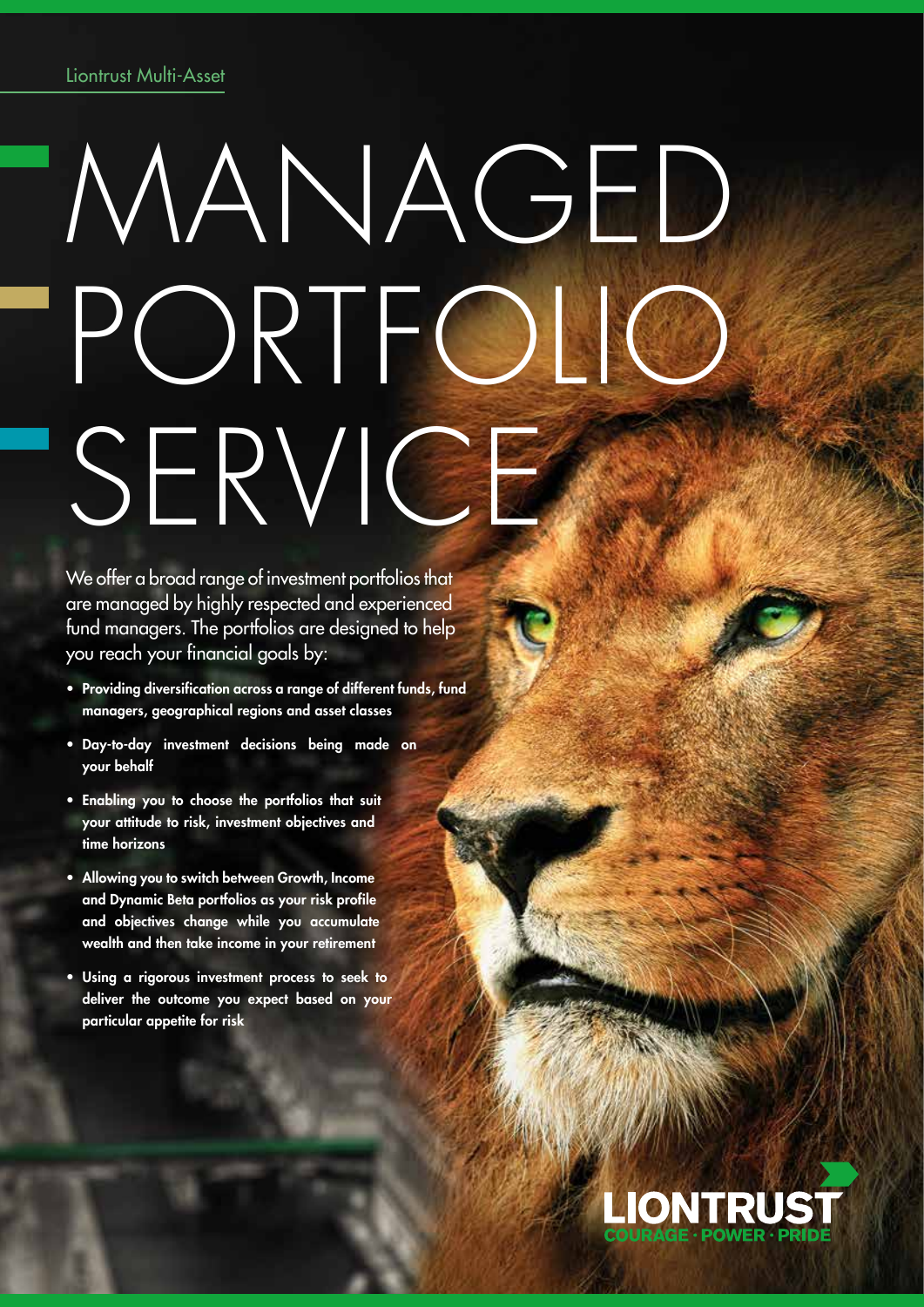Liontrust Multi-Asset

# MANAGED PORTFOLIO SERVICE

We offer a broad range of investment portfolios that are managed by highly respected and experienced fund managers. The portfolios are designed to help you reach your financial goals by:

- **Providing diversification across a range of different funds, fund managers, geographical regions and asset classes**
- **Day-to-day investment decisions being made on your behalf**
- **Enabling you to choose the portfolios that suit your attitude to risk, investment objectives and time horizons**
- **Allowing you to switch between Growth, Income and Dynamic Beta portfolios as your risk profile and objectives change while you accumulate wealth and then take income in your retirement**
- **Using a rigorous investment process to seek to deliver the outcome you expect based on your particular appetite for risk**

LIONTRUST
COURAGE · POWER · PRIDE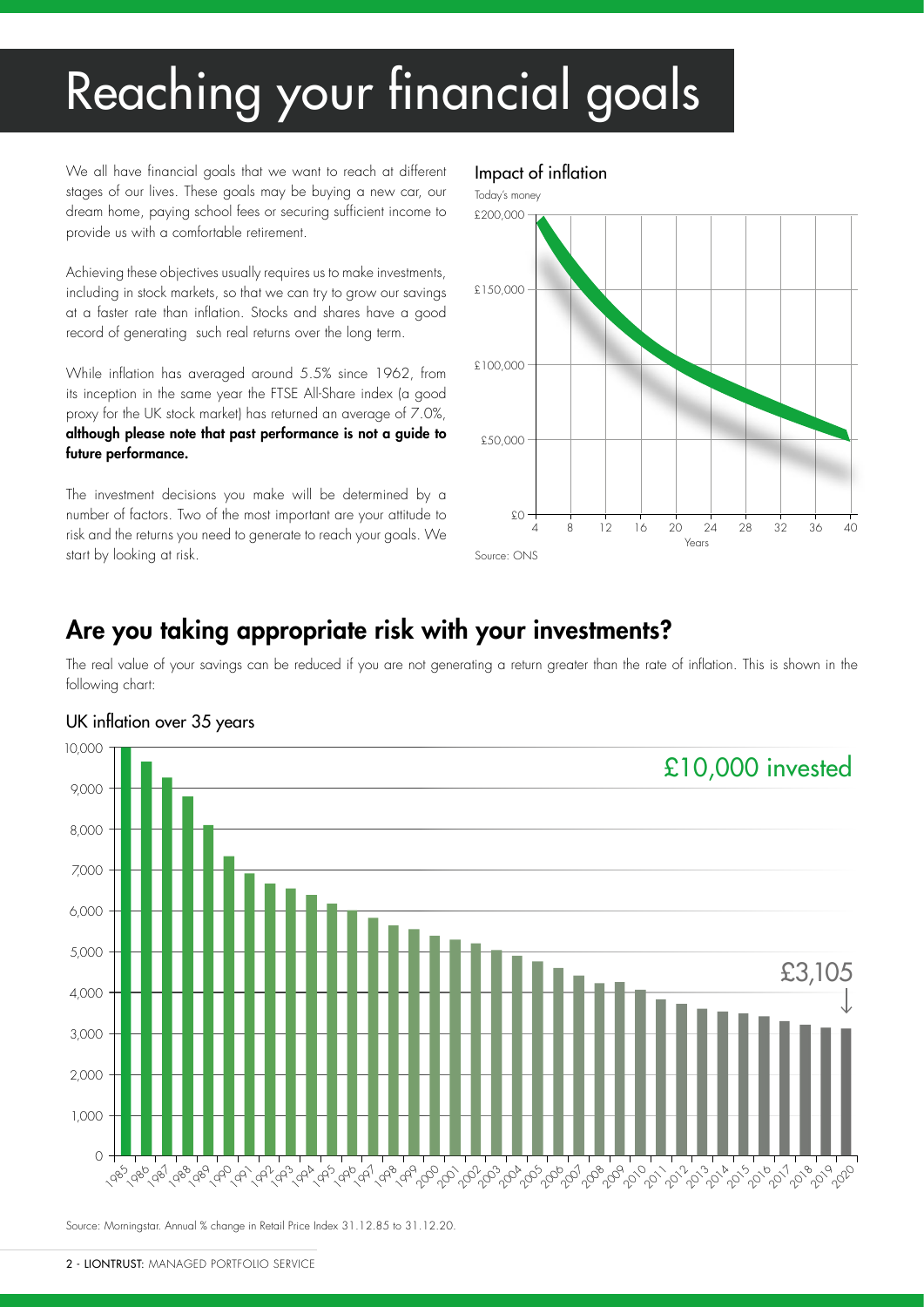# Reaching your financial goals

We all have financial goals that we want to reach at different stages of our lives. These goals may be buying a new car, our dream home, paying school fees or securing sufficient income to provide us with a comfortable retirement.

Achieving these objectives usually requires us to make investments, including in stock markets, so that we can try to grow our savings at a faster rate than inflation. Stocks and shares have a good record of generating such real returns over the long term.

While inflation has averaged around 5.5% since 1962, from its inception in the same year the FTSE All-Share index (a good proxy for the UK stock market) has returned an average of 7.0%, **although please note that past performance is not a guide to future performance.**

The investment decisions you make will be determined by a number of factors. Two of the most important are your attitude to risk and the returns you need to generate to reach your goals. We start by looking at risk.

Impact of inflation

Today's money

Source: ONS

## Are you taking appropriate risk with your investments?

The real value of your savings can be reduced if you are not generating a return greater than the rate of inflation. This is shown in the following chart:

UK inflation over 35 years

£10,000 invested

£3,105

Source: Morningstar. Annual % change in Retail Price Index 31.12.85 to 31.12.20.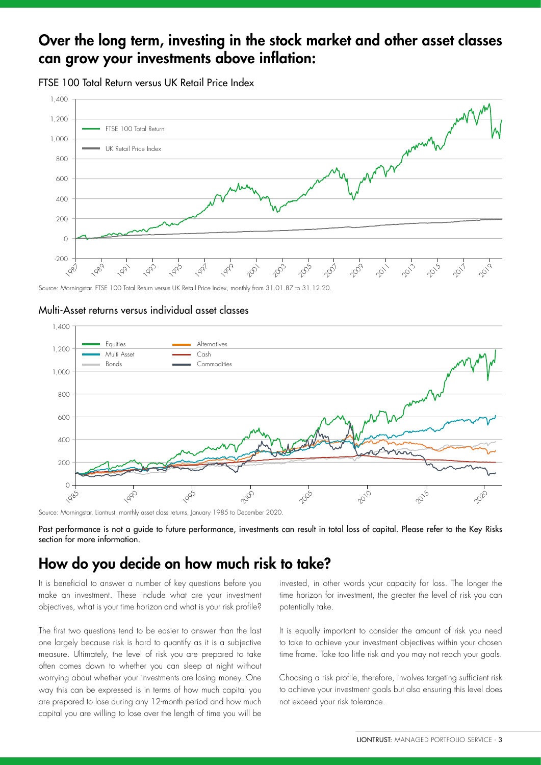## Over the long term, investing in the stock market and other asset classes can grow your investments above inflation:

FTSE 100 Total Return versus UK Retail Price Index

Source: Morningstar. FTSE 100 Total Return versus UK Retail Price Index, monthly from 31.01.87 to 31.12.20.

Multi-Asset returns versus individual asset classes

Source: Morningstar, Liontrust, monthly asset class returns, January 1985 to December 2020.

Past performance is not a guide to future performance, investments can result in total loss of capital. Please refer to the Key Risks section for more information.

## How do you decide on how much risk to take?

It is beneficial to answer a number of key questions before you make an investment. These include what are your investment objectives, what is your time horizon and what is your risk profile?

The first two questions tend to be easier to answer than the last one largely because risk is hard to quantify as it is a subjective measure. Ultimately, the level of risk you are prepared to take often comes down to whether you can sleep at night without worrying about whether your investments are losing money. One way this can be expressed is in terms of how much capital you are prepared to lose during any 12-month period and how much capital you are willing to lose over the length of time you will be invested, in other words your capacity for loss. The longer the time horizon for investment, the greater the level of risk you can potentially take.

It is equally important to consider the amount of risk you need to take to achieve your investment objectives within your chosen time frame. Take too little risk and you may not reach your goals.

Choosing a risk profile, therefore, involves targeting sufficient risk to achieve your investment goals but also ensuring this level does not exceed your risk tolerance.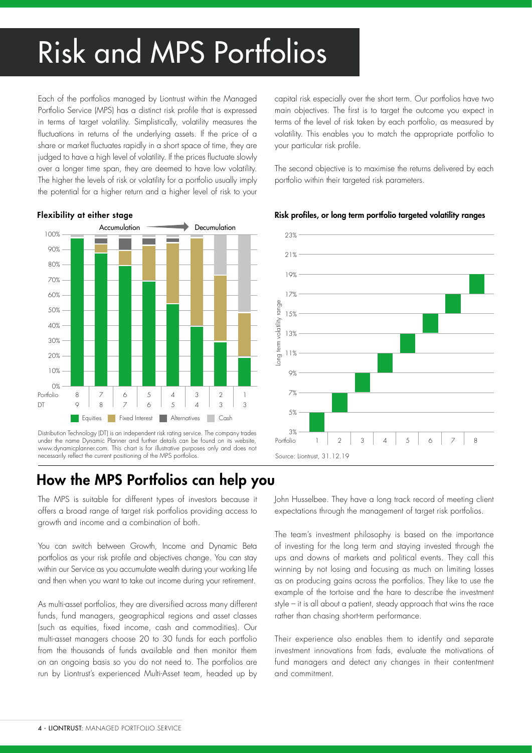# Risk and MPS Portfolios

Each of the portfolios managed by Liontrust within the Managed Portfolio Service (MPS) has a distinct risk profile that is expressed in terms of target volatility. Simplistically, volatility measures the fluctuations in returns of the underlying assets. If the price of a share or market fluctuates rapidly in a short space of time, they are judged to have a high level of volatility. If the prices fluctuate slowly over a longer time span, they are deemed to have low volatility. The higher the levels of risk or volatility for a portfolio usually imply the potential for a higher return and a higher level of risk to your capital risk especially over the short term. Our portfolios have two main objectives. The first is to target the outcome you expect in terms of the level of risk taken by each portfolio, as measured by volatility. This enables you to match the appropriate portfolio to your particular risk profile.

The second objective is to maximise the returns delivered by each portfolio within their targeted risk parameters.

**Flexibility at either stage**

Accumulation → Decumulation

| Portfolio | 8 | 7 | 6 | 5 | 4 | 3 | 2 | 1 |
|---|---|---|---|---|---|---|---|---|
| DT | 9 | 8 | 7 | 6 | 5 | 4 | 3 | 3 |

Equities | Fixed Interest | Alternatives | Cash

Distribution Technology (DT) is an independent risk rating service. The company trades under the name Dynamic Planner and further details can be found on its website, www.dynamicplanner.com. This chart is for illustrative purposes only and does not necessarily reflect the current positioning of the MPS portfolios.

**Risk profiles, or long term portfolio targeted volatility ranges**

| Portfolio | 1 | 2 | 3 | 4 | 5 | 6 | 7 | 8 |
|---|---|---|---|---|---|---|---|---|
| Long term volatility range | 3%–5% | 5%–7% | 7%–9% | 9%–11% | 11%–13% | 13%–15% | 15%–17% | 17%–19% |

Source: Liontrust, 31.12.19

## How the MPS Portfolios can help you

The MPS is suitable for different types of investors because it offers a broad range of target risk portfolios providing access to growth and income and a combination of both.

You can switch between Growth, Income and Dynamic Beta portfolios as your risk profile and objectives change. You can stay within our Service as you accumulate wealth during your working life and then when you want to take out income during your retirement.

As multi-asset portfolios, they are diversified across many different funds, fund managers, geographical regions and asset classes (such as equities, fixed income, cash and commodities). Our multi-asset managers choose 20 to 30 funds for each portfolio from the thousands of funds available and then monitor them on an ongoing basis so you do not need to. The portfolios are run by Liontrust's experienced Multi-Asset team, headed up by John Husselbee. They have a long track record of meeting client expectations through the management of target risk portfolios.

The team's investment philosophy is based on the importance of investing for the long term and staying invested through the ups and downs of markets and political events. They call this winning by not losing and focusing as much on limiting losses as on producing gains across the portfolios. They like to use the example of the tortoise and the hare to describe the investment style – it is all about a patient, steady approach that wins the race rather than chasing short-term performance.

Their experience also enables them to identify and separate investment innovations from fads, evaluate the motivations of fund managers and detect any changes in their contentment and commitment.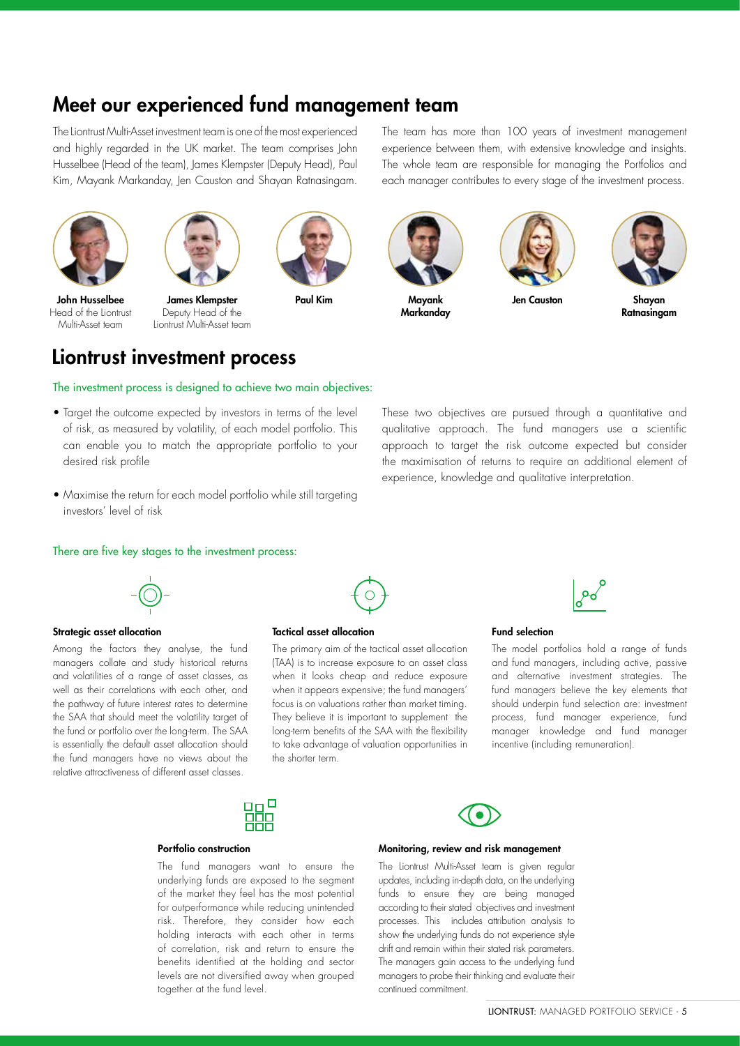## Meet our experienced fund management team

The Liontrust Multi-Asset investment team is one of the most experienced and highly regarded in the UK market. The team comprises John Husselbee (Head of the team), James Klempster (Deputy Head), Paul Kim, Mayank Markanday, Jen Causton and Shayan Ratnasingam.

The team has more than 100 years of investment management experience between them, with extensive knowledge and insights. The whole team are responsible for managing the Portfolios and each manager contributes to every stage of the investment process.

**John Husselbee**
Head of the Liontrust Multi-Asset team

**James Klempster**
Deputy Head of the Liontrust Multi-Asset team

**Paul Kim**

**Mayank Markanday**

**Jen Causton**

**Shayan Ratnasingam**

## Liontrust investment process

The investment process is designed to achieve two main objectives:

- Target the outcome expected by investors in terms of the level of risk, as measured by volatility, of each model portfolio. This can enable you to match the appropriate portfolio to your desired risk profile
- Maximise the return for each model portfolio while still targeting investors' level of risk

These two objectives are pursued through a quantitative and qualitative approach. The fund managers use a scientific approach to target the risk outcome expected but consider the maximisation of returns to require an additional element of experience, knowledge and qualitative interpretation.

There are five key stages to the investment process:

### Strategic asset allocation

Among the factors they analyse, the fund managers collate and study historical returns and volatilities of a range of asset classes, as well as their correlations with each other, and the pathway of future interest rates to determine the SAA that should meet the volatility target of the fund or portfolio over the long-term. The SAA is essentially the default asset allocation should the fund managers have no views about the relative attractiveness of different asset classes.

### Tactical asset allocation

The primary aim of the tactical asset allocation (TAA) is to increase exposure to an asset class when it looks cheap and reduce exposure when it appears expensive; the fund managers' focus is on valuations rather than market timing. They believe it is important to supplement the long-term benefits of the SAA with the flexibility to take advantage of valuation opportunities in the shorter term.

### Fund selection

The model portfolios hold a range of funds and fund managers, including active, passive and alternative investment strategies. The fund managers believe the key elements that should underpin fund selection are: investment process, fund manager experience, fund manager knowledge and fund manager incentive (including remuneration).

### Portfolio construction

The fund managers want to ensure the underlying funds are exposed to the segment of the market they feel has the most potential for outperformance while reducing unintended risk. Therefore, they consider how each holding interacts with each other in terms of correlation, risk and return to ensure the benefits identified at the holding and sector levels are not diversified away when grouped together at the fund level.

### Monitoring, review and risk management

The Liontrust Multi-Asset team is given regular updates, including in-depth data, on the underlying funds to ensure they are being managed according to their stated objectives and investment processes. This includes attribution analysis to show the underlying funds do not experience style drift and remain within their stated risk parameters. The managers gain access to the underlying fund managers to probe their thinking and evaluate their continued commitment.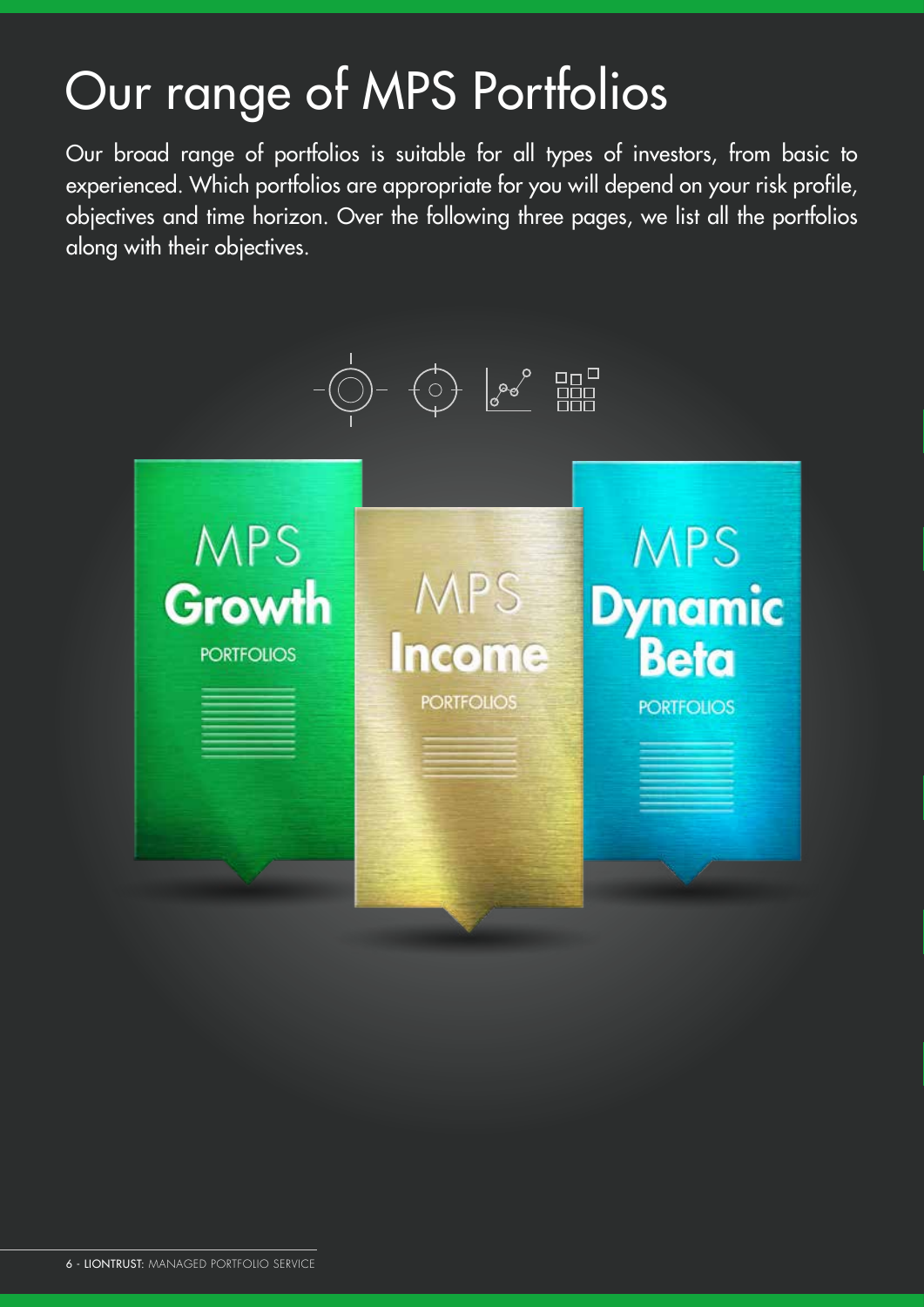# Our range of MPS Portfolios

Our broad range of portfolios is suitable for all types of investors, from basic to experienced. Which portfolios are appropriate for you will depend on your risk profile, objectives and time horizon. Over the following three pages, we list all the portfolios along with their objectives.

MPS **Growth** PORTFOLIOS

MPS **Income** PORTFOLIOS

MPS **Dynamic Beta** PORTFOLIOS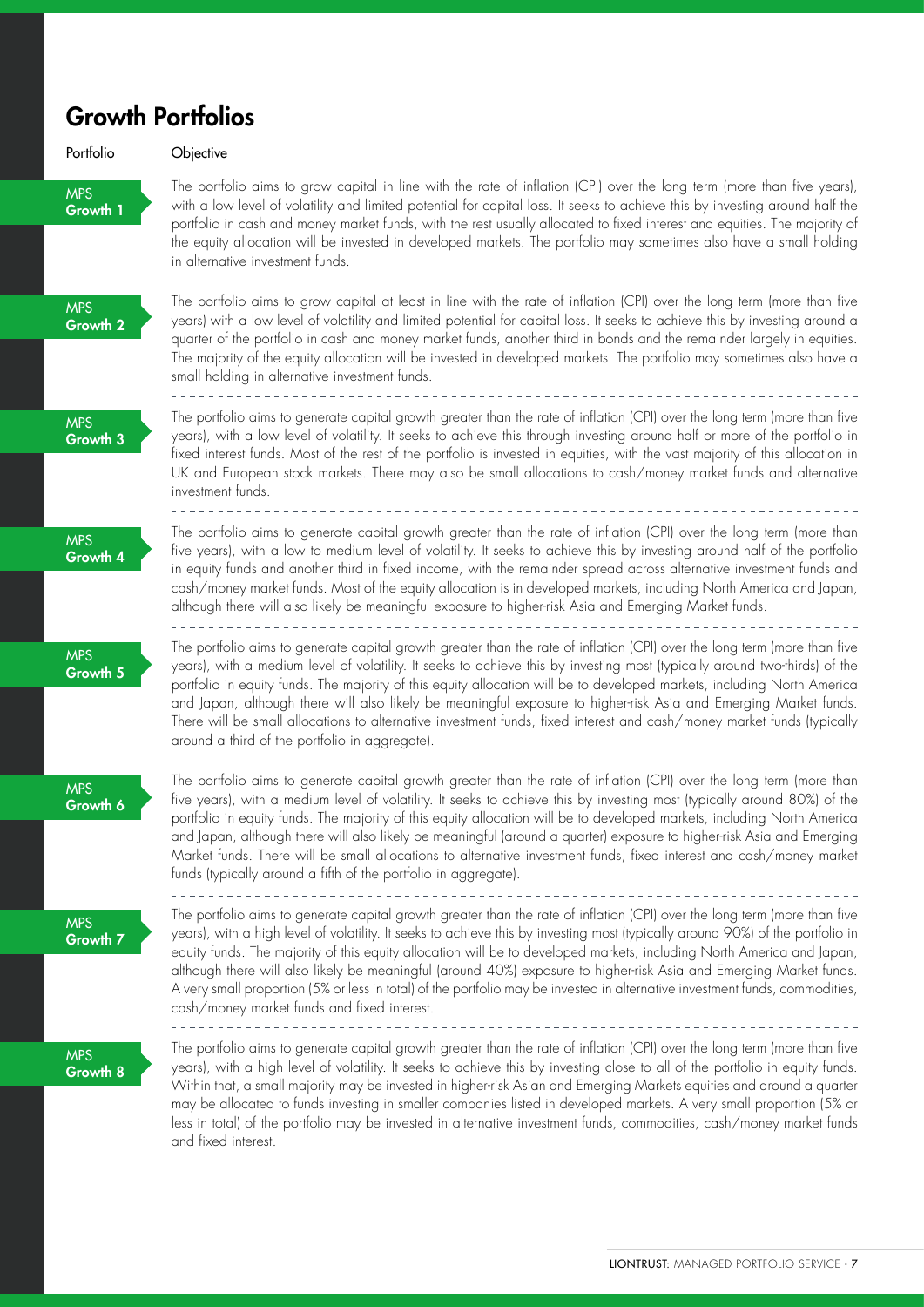## Growth Portfolios

| Portfolio | Objective |
|---|---|
| MPS Growth 1 | The portfolio aims to grow capital in line with the rate of inflation (CPI) over the long term (more than five years), with a low level of volatility and limited potential for capital loss. It seeks to achieve this by investing around half the portfolio in cash and money market funds, with the rest usually allocated to fixed interest and equities. The majority of the equity allocation will be invested in developed markets. The portfolio may sometimes also have a small holding in alternative investment funds. |
| MPS Growth 2 | The portfolio aims to grow capital at least in line with the rate of inflation (CPI) over the long term (more than five years) with a low level of volatility and limited potential for capital loss. It seeks to achieve this by investing around a quarter of the portfolio in cash and money market funds, another third in bonds and the remainder largely in equities. The majority of the equity allocation will be invested in developed markets. The portfolio may sometimes also have a small holding in alternative investment funds. |
| MPS Growth 3 | The portfolio aims to generate capital growth greater than the rate of inflation (CPI) over the long term (more than five years), with a low level of volatility. It seeks to achieve this through investing around half or more of the portfolio in fixed interest funds. Most of the rest of the portfolio is invested in equities, with the vast majority of this allocation in UK and European stock markets. There may also be small allocations to cash/money market funds and alternative investment funds. |
| MPS Growth 4 | The portfolio aims to generate capital growth greater than the rate of inflation (CPI) over the long term (more than five years), with a low to medium level of volatility. It seeks to achieve this by investing around half of the portfolio in equity funds and another third in fixed income, with the remainder spread across alternative investment funds and cash/money market funds. Most of the equity allocation is in developed markets, including North America and Japan, although there will also likely be meaningful exposure to higher-risk Asia and Emerging Market funds. |
| MPS Growth 5 | The portfolio aims to generate capital growth greater than the rate of inflation (CPI) over the long term (more than five years), with a medium level of volatility. It seeks to achieve this by investing most (typically around two-thirds) of the portfolio in equity funds. The majority of this equity allocation will be to developed markets, including North America and Japan, although there will also likely be meaningful exposure to higher-risk Asia and Emerging Market funds. There will be small allocations to alternative investment funds, fixed interest and cash/money market funds (typically around a third of the portfolio in aggregate). |
| MPS Growth 6 | The portfolio aims to generate capital growth greater than the rate of inflation (CPI) over the long term (more than five years), with a medium level of volatility. It seeks to achieve this by investing most (typically around 80%) of the portfolio in equity funds. The majority of this equity allocation will be to developed markets, including North America and Japan, although there will also likely be meaningful (around a quarter) exposure to higher-risk Asia and Emerging Market funds. There will be small allocations to alternative investment funds, fixed interest and cash/money market funds (typically around a fifth of the portfolio in aggregate). |
| MPS Growth 7 | The portfolio aims to generate capital growth greater than the rate of inflation (CPI) over the long term (more than five years), with a high level of volatility. It seeks to achieve this by investing most (typically around 90%) of the portfolio in equity funds. The majority of this equity allocation will be to developed markets, including North America and Japan, although there will also likely be meaningful (around 40%) exposure to higher-risk Asia and Emerging Market funds. A very small proportion (5% or less in total) of the portfolio may be invested in alternative investment funds, commodities, cash/money market funds and fixed interest. |
| MPS Growth 8 | The portfolio aims to generate capital growth greater than the rate of inflation (CPI) over the long term (more than five years), with a high level of volatility. It seeks to achieve this by investing close to all of the portfolio in equity funds. Within that, a small majority may be invested in higher-risk Asian and Emerging Markets equities and around a quarter may be allocated to funds investing in smaller companies listed in developed markets. A very small proportion (5% or less in total) of the portfolio may be invested in alternative investment funds, commodities, cash/money market funds and fixed interest. |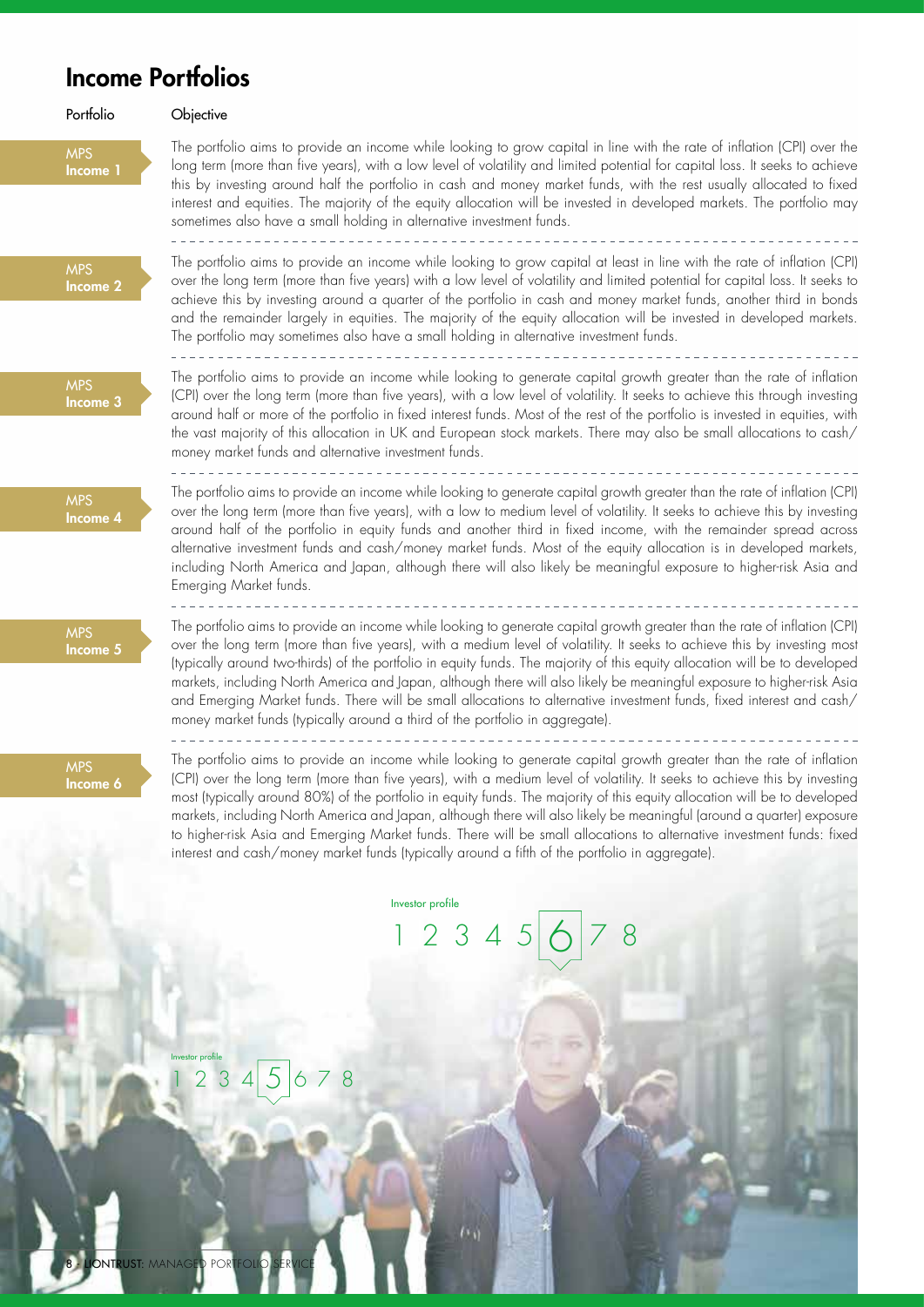## Income Portfolios

| Portfolio | Objective |
|---|---|
| MPS Income 1 | The portfolio aims to provide an income while looking to grow capital in line with the rate of inflation (CPI) over the long term (more than five years), with a low level of volatility and limited potential for capital loss. It seeks to achieve this by investing around half the portfolio in cash and money market funds, with the rest usually allocated to fixed interest and equities. The majority of the equity allocation will be invested in developed markets. The portfolio may sometimes also have a small holding in alternative investment funds. |
| MPS Income 2 | The portfolio aims to provide an income while looking to grow capital at least in line with the rate of inflation (CPI) over the long term (more than five years) with a low level of volatility and limited potential for capital loss. It seeks to achieve this by investing around a quarter of the portfolio in cash and money market funds, another third in bonds and the remainder largely in equities. The majority of the equity allocation will be invested in developed markets. The portfolio may sometimes also have a small holding in alternative investment funds. |
| MPS Income 3 | The portfolio aims to provide an income while looking to generate capital growth greater than the rate of inflation (CPI) over the long term (more than five years), with a low level of volatility. It seeks to achieve this through investing around half or more of the portfolio in fixed interest funds. Most of the rest of the portfolio is invested in equities, with the vast majority of this allocation in UK and European stock markets. There may also be small allocations to cash/money market funds and alternative investment funds. |
| MPS Income 4 | The portfolio aims to provide an income while looking to generate capital growth greater than the rate of inflation (CPI) over the long term (more than five years), with a low to medium level of volatility. It seeks to achieve this by investing around half of the portfolio in equity funds and another third in fixed income, with the remainder spread across alternative investment funds and cash/money market funds. Most of the equity allocation is in developed markets, including North America and Japan, although there will also likely be meaningful exposure to higher-risk Asia and Emerging Market funds. |
| MPS Income 5 | The portfolio aims to provide an income while looking to generate capital growth greater than the rate of inflation (CPI) over the long term (more than five years), with a medium level of volatility. It seeks to achieve this by investing most (typically around two-thirds) of the portfolio in equity funds. The majority of this equity allocation will be to developed markets, including North America and Japan, although there will also likely be meaningful exposure to higher-risk Asia and Emerging Market funds. There will be small allocations to alternative investment funds, fixed interest and cash/money market funds (typically around a third of the portfolio in aggregate). |
| MPS Income 6 | The portfolio aims to provide an income while looking to generate capital growth greater than the rate of inflation (CPI) over the long term (more than five years), with a medium level of volatility. It seeks to achieve this by investing most (typically around 80%) of the portfolio in equity funds. The majority of this equity allocation will be to developed markets, including North America and Japan, although there will also likely be meaningful (around a quarter) exposure to higher-risk Asia and Emerging Market funds. There will be small allocations to alternative investment funds: fixed interest and cash/money market funds (typically around a fifth of the portfolio in aggregate). |

Investor profile

1 2 3 4 5 **6** 7 8

Investor profile

1 2 3 4 **5** 6 7 8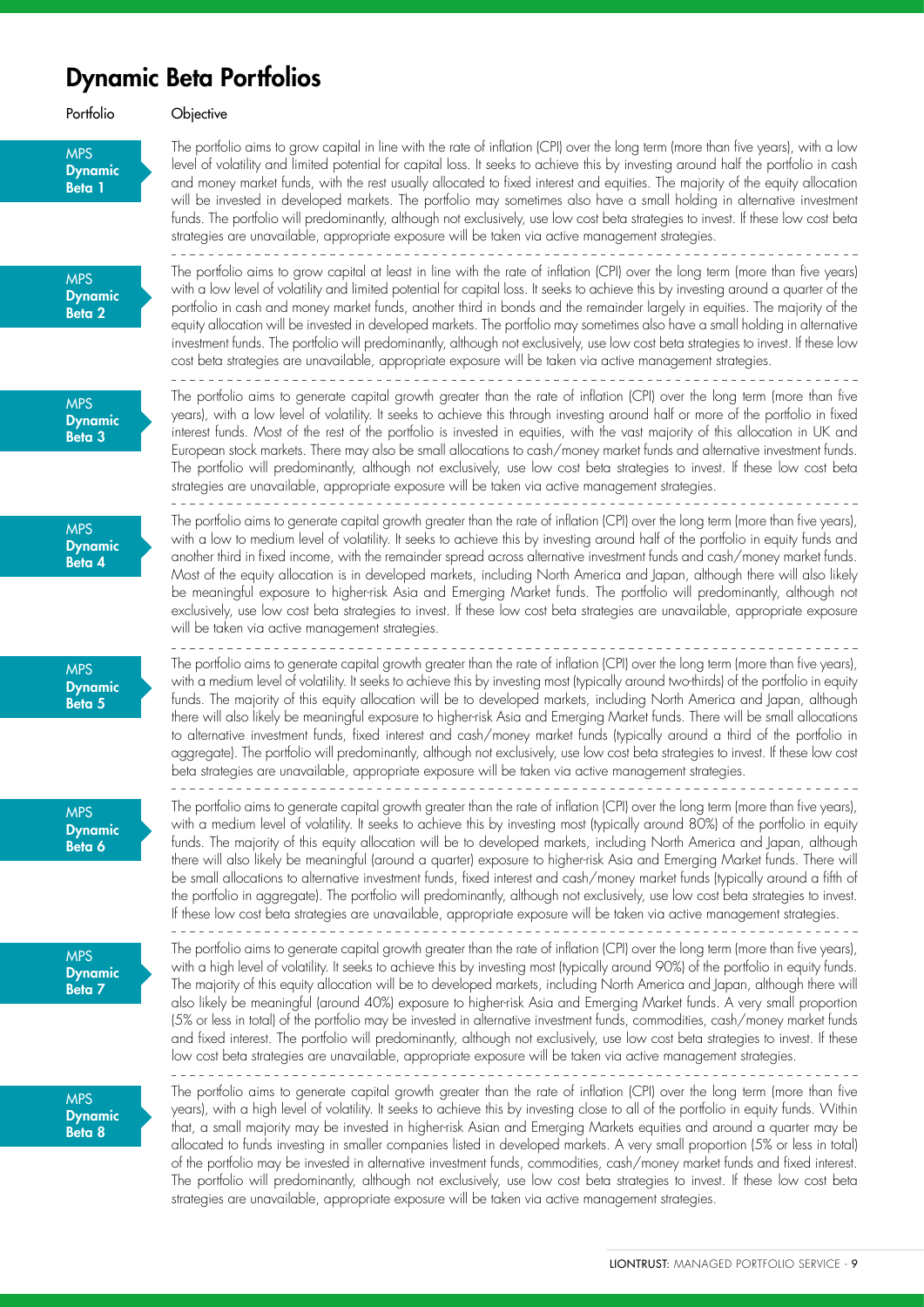# Dynamic Beta Portfolios

| Portfolio | Objective |
| --- | --- |
| MPS Dynamic Beta 1 | The portfolio aims to grow capital in line with the rate of inflation (CPI) over the long term (more than five years), with a low level of volatility and limited potential for capital loss. It seeks to achieve this by investing around half the portfolio in cash and money market funds, with the rest usually allocated to fixed interest and equities. The majority of the equity allocation will be invested in developed markets. The portfolio may sometimes also have a small holding in alternative investment funds. The portfolio will predominantly, although not exclusively, use low cost beta strategies to invest. If these low cost beta strategies are unavailable, appropriate exposure will be taken via active management strategies. |
| MPS Dynamic Beta 2 | The portfolio aims to grow capital at least in line with the rate of inflation (CPI) over the long term (more than five years) with a low level of volatility and limited potential for capital loss. It seeks to achieve this by investing around a quarter of the portfolio in cash and money market funds, another third in bonds and the remainder largely in equities. The majority of the equity allocation will be invested in developed markets. The portfolio may sometimes also have a small holding in alternative investment funds. The portfolio will predominantly, although not exclusively, use low cost beta strategies to invest. If these low cost beta strategies are unavailable, appropriate exposure will be taken via active management strategies. |
| MPS Dynamic Beta 3 | The portfolio aims to generate capital growth greater than the rate of inflation (CPI) over the long term (more than five years), with a low level of volatility. It seeks to achieve this through investing around half or more of the portfolio in fixed interest funds. Most of the rest of the portfolio is invested in equities, with the vast majority of this allocation in UK and European stock markets. There may also be small allocations to cash/money market funds and alternative investment funds. The portfolio will predominantly, although not exclusively, use low cost beta strategies to invest. If these low cost beta strategies are unavailable, appropriate exposure will be taken via active management strategies. |
| MPS Dynamic Beta 4 | The portfolio aims to generate capital growth greater than the rate of inflation (CPI) over the long term (more than five years), with a low to medium level of volatility. It seeks to achieve this by investing around half of the portfolio in equity funds and another third in fixed income, with the remainder spread across alternative investment funds and cash/money market funds. Most of the equity allocation is in developed markets, including North America and Japan, although there will also likely be meaningful exposure to higher-risk Asia and Emerging Market funds. The portfolio will predominantly, although not exclusively, use low cost beta strategies to invest. If these low cost beta strategies are unavailable, appropriate exposure will be taken via active management strategies. |
| MPS Dynamic Beta 5 | The portfolio aims to generate capital growth greater than the rate of inflation (CPI) over the long term (more than five years), with a medium level of volatility. It seeks to achieve this by investing most (typically around two-thirds) of the portfolio in equity funds. The majority of this equity allocation will be to developed markets, including North America and Japan, although there will also likely be meaningful exposure to higher-risk Asia and Emerging Market funds. There will be small allocations to alternative investment funds, fixed interest and cash/money market funds (typically around a third of the portfolio in aggregate). The portfolio will predominantly, although not exclusively, use low cost beta strategies to invest. If these low cost beta strategies are unavailable, appropriate exposure will be taken via active management strategies. |
| MPS Dynamic Beta 6 | The portfolio aims to generate capital growth greater than the rate of inflation (CPI) over the long term (more than five years), with a medium level of volatility. It seeks to achieve this by investing most (typically around 80%) of the portfolio in equity funds. The majority of this equity allocation will be to developed markets, including North America and Japan, although there will also likely be meaningful (around a quarter) exposure to higher-risk Asia and Emerging Market funds. There will be small allocations to alternative investment funds, fixed interest and cash/money market funds (typically around a fifth of the portfolio in aggregate). The portfolio will predominantly, although not exclusively, use low cost beta strategies to invest. If these low cost beta strategies are unavailable, appropriate exposure will be taken via active management strategies. |
| MPS Dynamic Beta 7 | The portfolio aims to generate capital growth greater than the rate of inflation (CPI) over the long term (more than five years), with a high level of volatility. It seeks to achieve this by investing most (typically around 90%) of the portfolio in equity funds. The majority of this equity allocation will be to developed markets, including North America and Japan, although there will also likely be meaningful (around 40%) exposure to higher-risk Asia and Emerging Market funds. A very small proportion (5% or less in total) of the portfolio may be invested in alternative investment funds, commodities, cash/money market funds and fixed interest. The portfolio will predominantly, although not exclusively, use low cost beta strategies to invest. If these low cost beta strategies are unavailable, appropriate exposure will be taken via active management strategies. |
| MPS Dynamic Beta 8 | The portfolio aims to generate capital growth greater than the rate of inflation (CPI) over the long term (more than five years), with a high level of volatility. It seeks to achieve this by investing close to all of the portfolio in equity funds. Within that, a small majority may be invested in higher-risk Asian and Emerging Markets equities and around a quarter may be allocated to funds investing in smaller companies listed in developed markets. A very small proportion (5% or less in total) of the portfolio may be invested in alternative investment funds, commodities, cash/money market funds and fixed interest. The portfolio will predominantly, although not exclusively, use low cost beta strategies to invest. If these low cost beta strategies are unavailable, appropriate exposure will be taken via active management strategies. |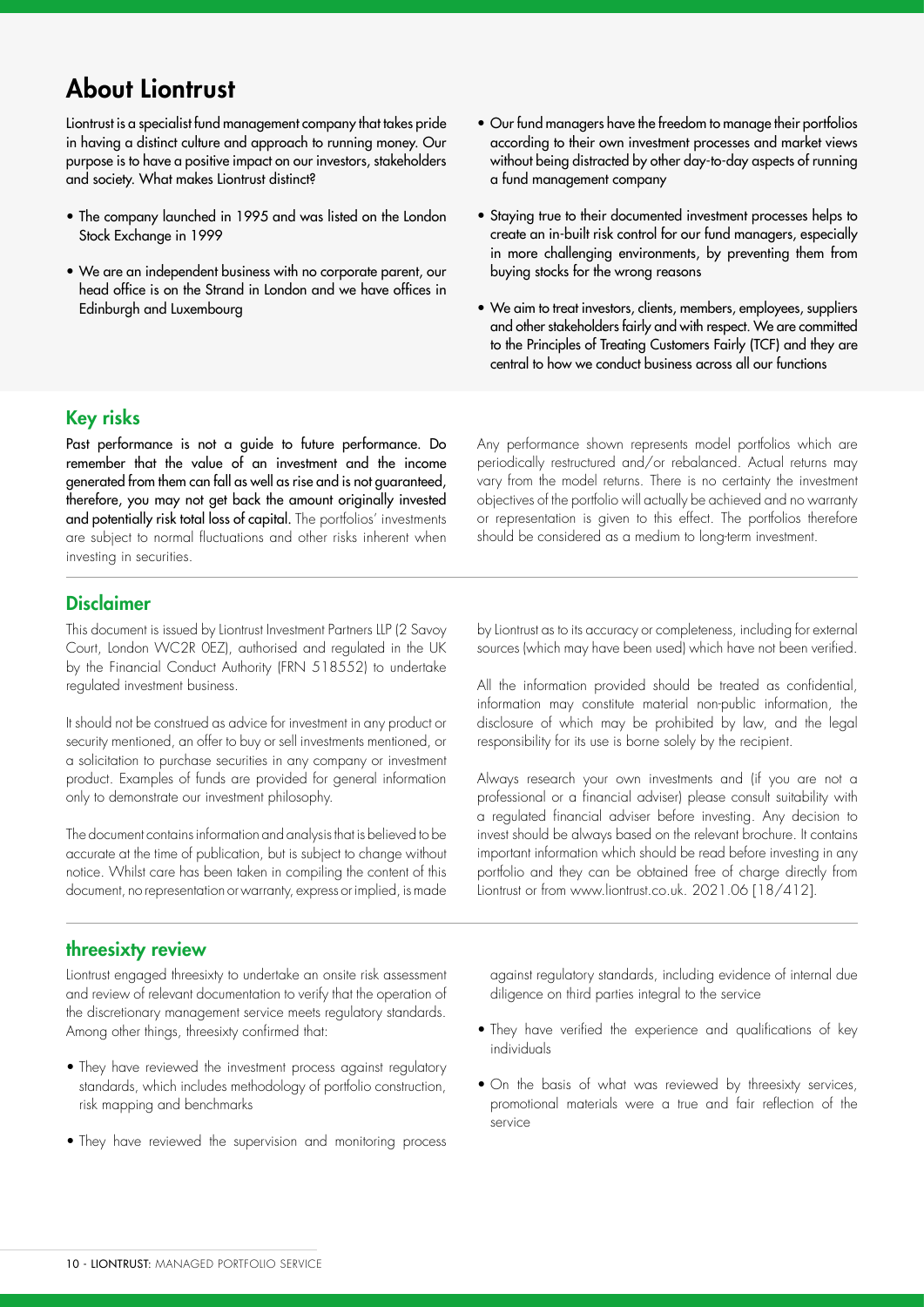# About Liontrust

Liontrust is a specialist fund management company that takes pride in having a distinct culture and approach to running money. Our purpose is to have a positive impact on our investors, stakeholders and society. What makes Liontrust distinct?

- The company launched in 1995 and was listed on the London Stock Exchange in 1999
- We are an independent business with no corporate parent, our head office is on the Strand in London and we have offices in Edinburgh and Luxembourg
- Our fund managers have the freedom to manage their portfolios according to their own investment processes and market views without being distracted by other day-to-day aspects of running a fund management company
- Staying true to their documented investment processes helps to create an in-built risk control for our fund managers, especially in more challenging environments, by preventing them from buying stocks for the wrong reasons
- We aim to treat investors, clients, members, employees, suppliers and other stakeholders fairly and with respect. We are committed to the Principles of Treating Customers Fairly (TCF) and they are central to how we conduct business across all our functions

## Key risks

**Past performance is not a guide to future performance. Do remember that the value of an investment and the income generated from them can fall as well as rise and is not guaranteed, therefore, you may not get back the amount originally invested and potentially risk total loss of capital.** The portfolios' investments are subject to normal fluctuations and other risks inherent when investing in securities.

Any performance shown represents model portfolios which are periodically restructured and/or rebalanced. Actual returns may vary from the model returns. There is no certainty the investment objectives of the portfolio will actually be achieved and no warranty or representation is given to this effect. The portfolios therefore should be considered as a medium to long-term investment.

## Disclaimer

This document is issued by Liontrust Investment Partners LLP (2 Savoy Court, London WC2R 0EZ), authorised and regulated in the UK by the Financial Conduct Authority (FRN 518552) to undertake regulated investment business.

It should not be construed as advice for investment in any product or security mentioned, an offer to buy or sell investments mentioned, or a solicitation to purchase securities in any company or investment product. Examples of funds are provided for general information only to demonstrate our investment philosophy.

The document contains information and analysis that is believed to be accurate at the time of publication, but is subject to change without notice. Whilst care has been taken in compiling the content of this document, no representation or warranty, express or implied, is made by Liontrust as to its accuracy or completeness, including for external sources (which may have been used) which have not been verified.

All the information provided should be treated as confidential, information may constitute material non-public information, the disclosure of which may be prohibited by law, and the legal responsibility for its use is borne solely by the recipient.

Always research your own investments and (if you are not a professional or a financial adviser) please consult suitability with a regulated financial adviser before investing. Any decision to invest should be always based on the relevant brochure. It contains important information which should be read before investing in any portfolio and they can be obtained free of charge directly from Liontrust or from www.liontrust.co.uk. 2021.06 [18/412].

## threesixty review

Liontrust engaged threesixty to undertake an onsite risk assessment and review of relevant documentation to verify that the operation of the discretionary management service meets regulatory standards. Among other things, threesixty confirmed that:

- They have reviewed the investment process against regulatory standards, which includes methodology of portfolio construction, risk mapping and benchmarks
- They have reviewed the supervision and monitoring process against regulatory standards, including evidence of internal due diligence on third parties integral to the service
- They have verified the experience and qualifications of key individuals
- On the basis of what was reviewed by threesixty services, promotional materials were a true and fair reflection of the service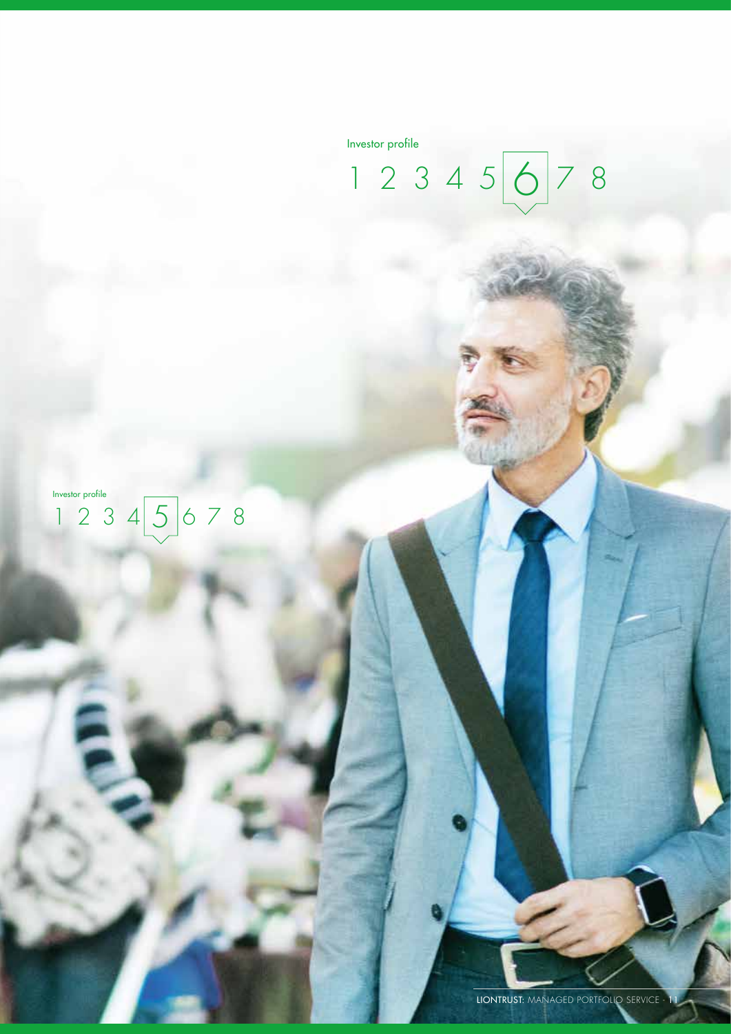Investor profile

1 2 3 4 5 **6** 7 8

Investor profile

1 2 3 4 **5** 6 7 8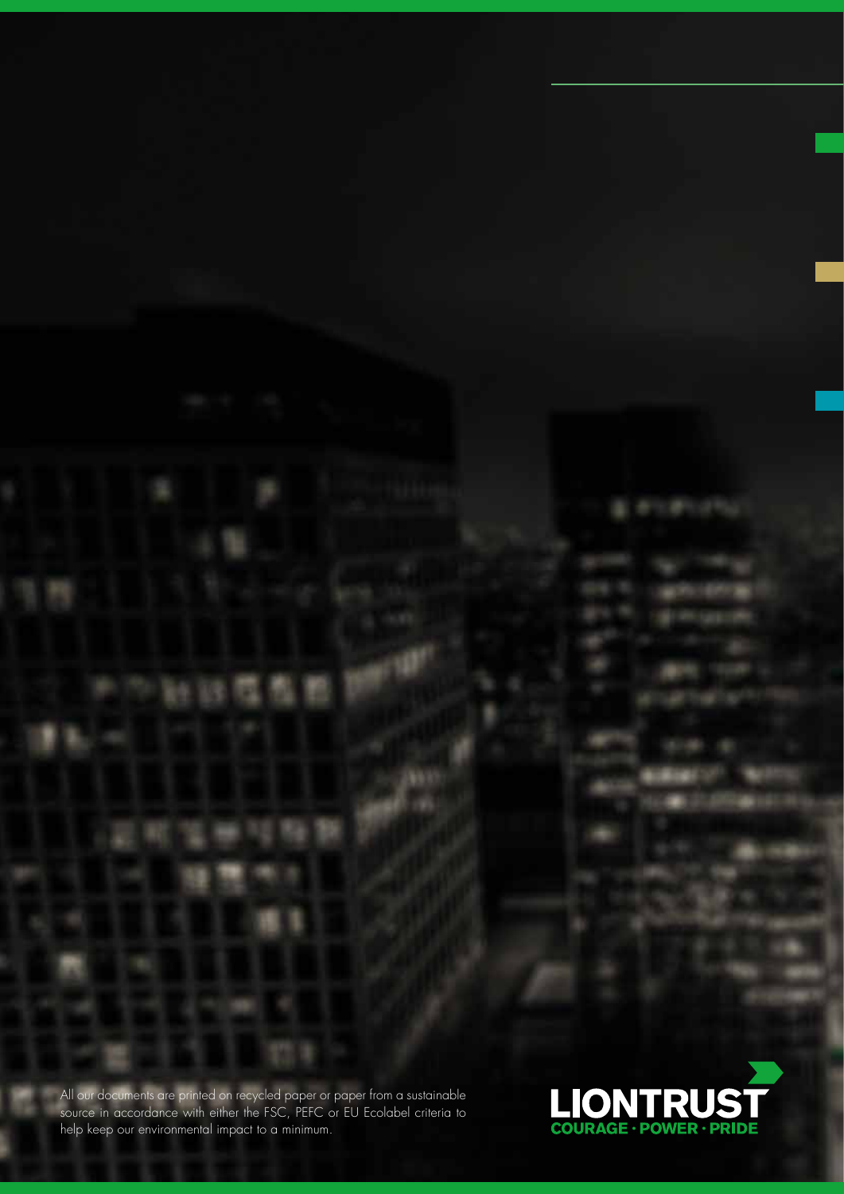All our documents are printed on recycled paper or paper from a sustainable source in accordance with either the FSC, PEFC or EU Ecolabel criteria to help keep our environmental impact to a minimum.

LIONTRUST

COURAGE · POWER · PRIDE